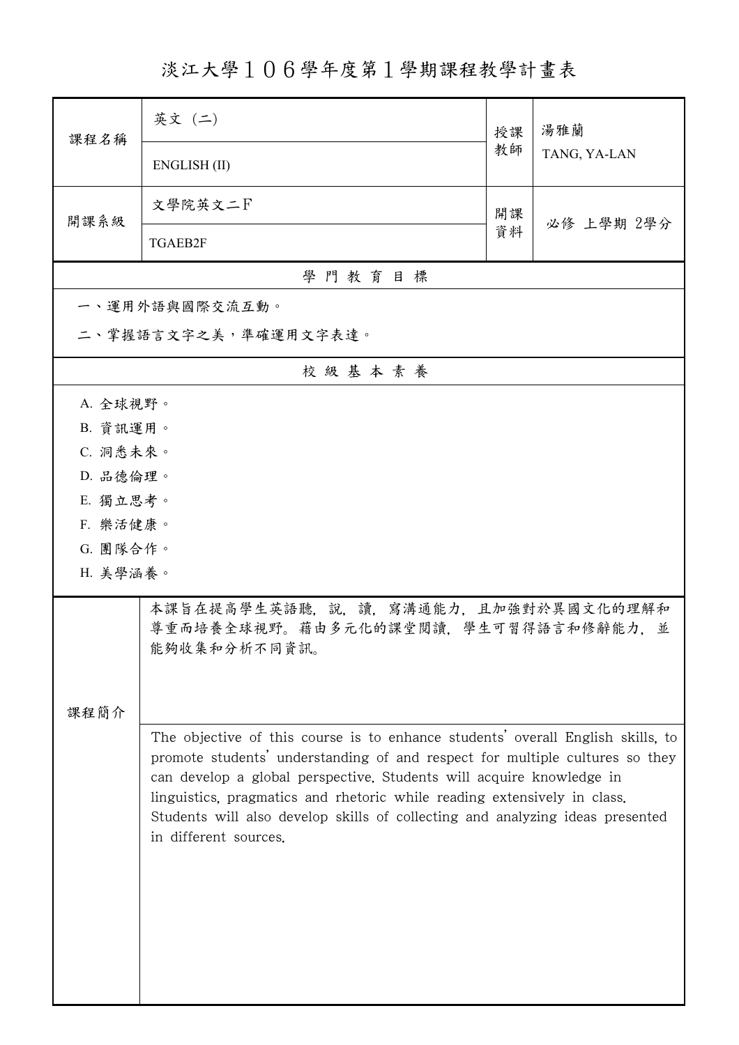# 淡江大學１０６學年度第１學期課程教學計畫表

| | | | |
|---|---|---|---|
| 課程名稱 | 英文 (二)<br>ENGLISH (II) | 授課教師 | 湯雅蘭<br>TANG, YA-LAN |
| 開課系級 | 文學院英文二F<br>TGAEB2F | 開課資料 | 必修 上學期 2學分 |

## 學 門 教 育 目 標

一、運用外語與國際交流互動。

二、掌握語言文字之美，準確運用文字表達。

## 校 級 基 本 素 養

A. 全球視野。

B. 資訊運用。

C. 洞悉未來。

D. 品德倫理。

E. 獨立思考。

F. 樂活健康。

G. 團隊合作。

H. 美學涵養。

## 課程簡介

本課旨在提高學生英語聽, 說, 讀, 寫溝通能力, 且加強對於異國文化的理解和尊重而培養全球視野。藉由多元化的課堂閱讀, 學生可習得語言和修辭能力, 並能夠收集和分析不同資訊。

The objective of this course is to enhance students' overall English skills, to promote students' understanding of and respect for multiple cultures so they can develop a global perspective. Students will acquire knowledge in linguistics, pragmatics and rhetoric while reading extensively in class. Students will also develop skills of collecting and analyzing ideas presented in different sources.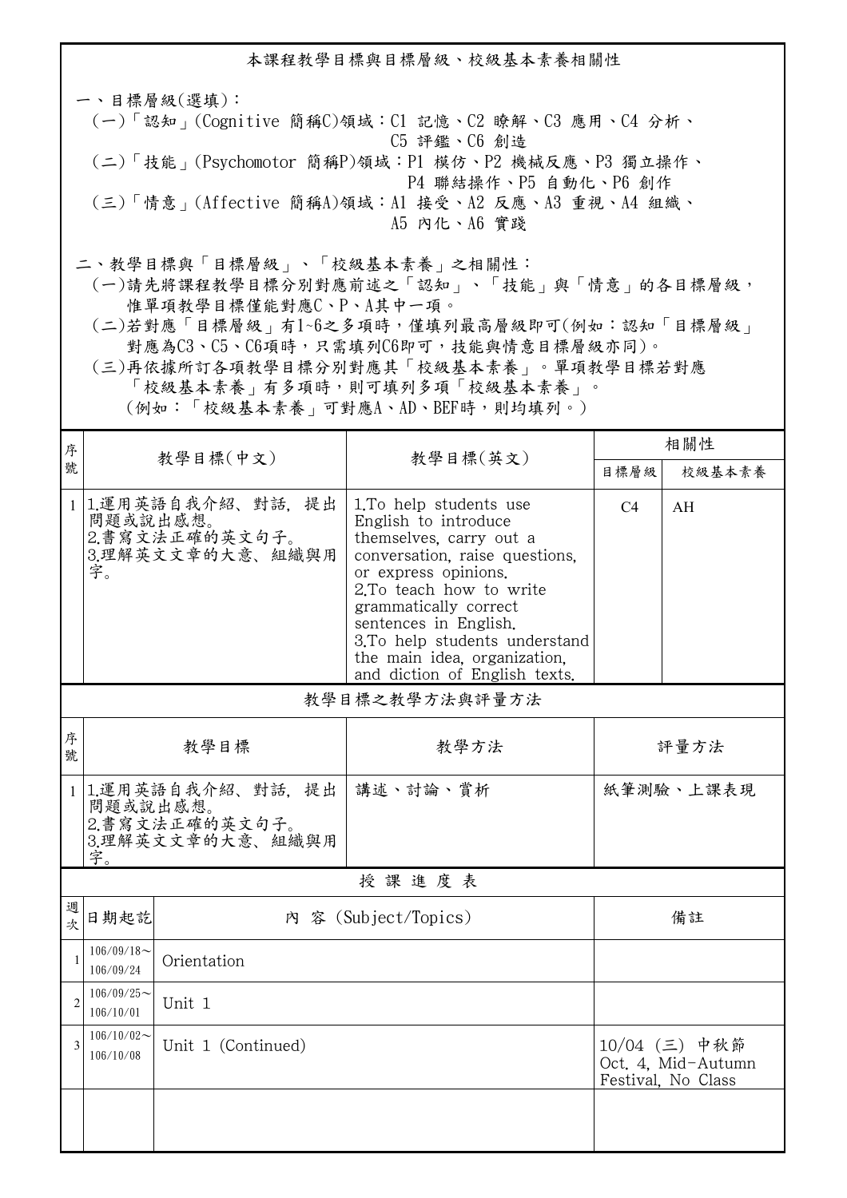本課程教學目標與目標層級、校級基本素養相關性

一、目標層級(選填)：

(一)「認知」(Cognitive 簡稱C)領域：C1 記憶、C2 瞭解、C3 應用、C4 分析、C5 評鑑、C6 創造

(二)「技能」(Psychomotor 簡稱P)領域：P1 模仿、P2 機械反應、P3 獨立操作、P4 聯結操作、P5 自動化、P6 創作

(三)「情意」(Affective 簡稱A)領域：A1 接受、A2 反應、A3 重視、A4 組織、A5 內化、A6 實踐

二、教學目標與「目標層級」、「校級基本素養」之相關性：

(一)請先將課程教學目標分別對應前述之「認知」、「技能」與「情意」的各目標層級，惟單項教學目標僅能對應C、P、A其中一項。

(二)若對應「目標層級」有1~6之多項時，僅填列最高層級即可(例如：認知「目標層級」對應為C3、C5、C6項時，只需填列C6即可，技能與情意目標層級亦同)。

(三)再依據所訂各項教學目標分別對應其「校級基本素養」。單項教學目標若對應「校級基本素養」有多項時，則可填列多項「校級基本素養」。(例如：「校級基本素養」可對應A、AD、BEF時，則均填列。)

| 序號 | 教學目標(中文) | 教學目標(英文) | 相關性 | |
|---|---|---|---|---|
| | | | 目標層級 | 校級基本素養 |
| 1 | 1.運用英語自我介紹、對話，提出問題或說出感想。<br>2.書寫文法正確的英文句子。<br>3.理解英文文章的大意、組織與用字。 | 1.To help students use English to introduce themselves, carry out a conversation, raise questions, or express opinions.<br>2.To teach how to write grammatically correct sentences in English.<br>3.To help students understand the main idea, organization, and diction of English texts. | C4 | AH |

教學目標之教學方法與評量方法

| 序號 | 教學目標 | 教學方法 | 評量方法 |
|---|---|---|---|
| 1 | 1.運用英語自我介紹、對話，提出問題或說出感想。<br>2.書寫文法正確的英文句子。<br>3.理解英文文章的大意、組織與用字。 | 講述、討論、賞析 | 紙筆測驗、上課表現 |

授 課 進 度 表

| 週次 | 日期起訖 | 內 容 (Subject/Topics) | 備註 |
|---|---|---|---|
| 1 | 106/09/18～106/09/24 | Orientation | |
| 2 | 106/09/25～106/10/01 | Unit 1 | |
| 3 | 106/10/02～106/10/08 | Unit 1 (Continued) | 10/04 (三) 中秋節<br>Oct. 4, Mid-Autumn Festival, No Class |
| | | | |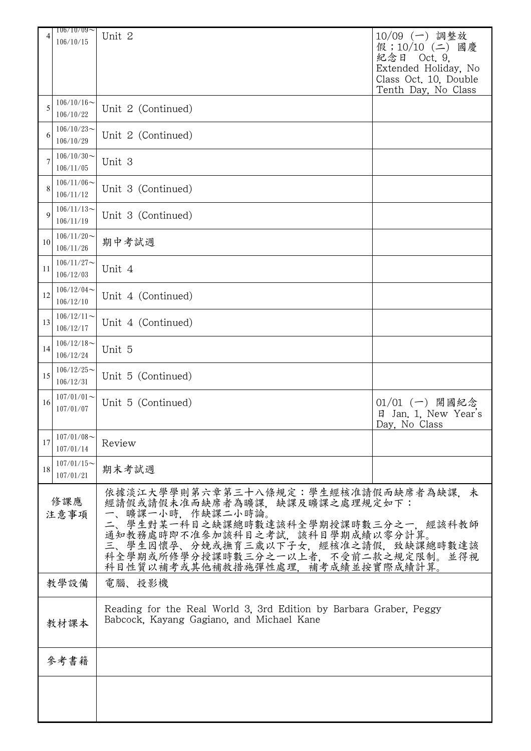| | | | |
|---|---|---|---|
| 4 | 106/10/09～<br>106/10/15 | Unit 2 | 10/09 (一) 調整放假；10/10 (二) 國慶紀念日 Oct. 9, Extended Holiday, No Class Oct. 10, Double Tenth Day, No Class |
| 5 | 106/10/16～<br>106/10/22 | Unit 2 (Continued) | |
| 6 | 106/10/23～<br>106/10/29 | Unit 2 (Continued) | |
| 7 | 106/10/30～<br>106/11/05 | Unit 3 | |
| 8 | 106/11/06～<br>106/11/12 | Unit 3 (Continued) | |
| 9 | 106/11/13～<br>106/11/19 | Unit 3 (Continued) | |
| 10 | 106/11/20～<br>106/11/26 | 期中考試週 | |
| 11 | 106/11/27～<br>106/12/03 | Unit 4 | |
| 12 | 106/12/04～<br>106/12/10 | Unit 4 (Continued) | |
| 13 | 106/12/11～<br>106/12/17 | Unit 4 (Continued) | |
| 14 | 106/12/18～<br>106/12/24 | Unit 5 | |
| 15 | 106/12/25～<br>106/12/31 | Unit 5 (Continued) | |
| 16 | 107/01/01～<br>107/01/07 | Unit 5 (Continued) | 01/01 (一) 開國紀念日 Jan. 1, New Year's Day, No Class |
| 17 | 107/01/08～<br>107/01/14 | Review | |
| 18 | 107/01/15～<br>107/01/21 | 期末考試週 | |

| | |
|---|---|
| 修課應注意事項 | 依據淡江大學學則第六章第三十八條規定：學生經核准請假而缺席者為缺課，未經請假或請假未准而缺席者為曠課，缺課及曠課之處理規定如下：<br>一、曠課一小時，作缺課二小時論。<br>二、學生對某一科目之缺課總時數達該科全學期授課時數三分之一，經該科教師通知教務處時即不准參加該科目之考試，該科目學期成績以零分計算。<br>三、學生因懷孕、分娩或撫育三歲以下子女，經核准之請假，致缺課總時數達該科全學期或所修學分授課時數三分之一以上者，不受前二款之規定限制。並得視科目性質以補考或其他補救措施彈性處理，補考成績並按實際成績計算。 |
| 教學設備 | 電腦、投影機 |
| 教材課本 | Reading for the Real World 3, 3rd Edition by Barbara Graber, Peggy Babcock, Kayang Gagiano, and Michael Kane |
| 參考書籍 | |
| | |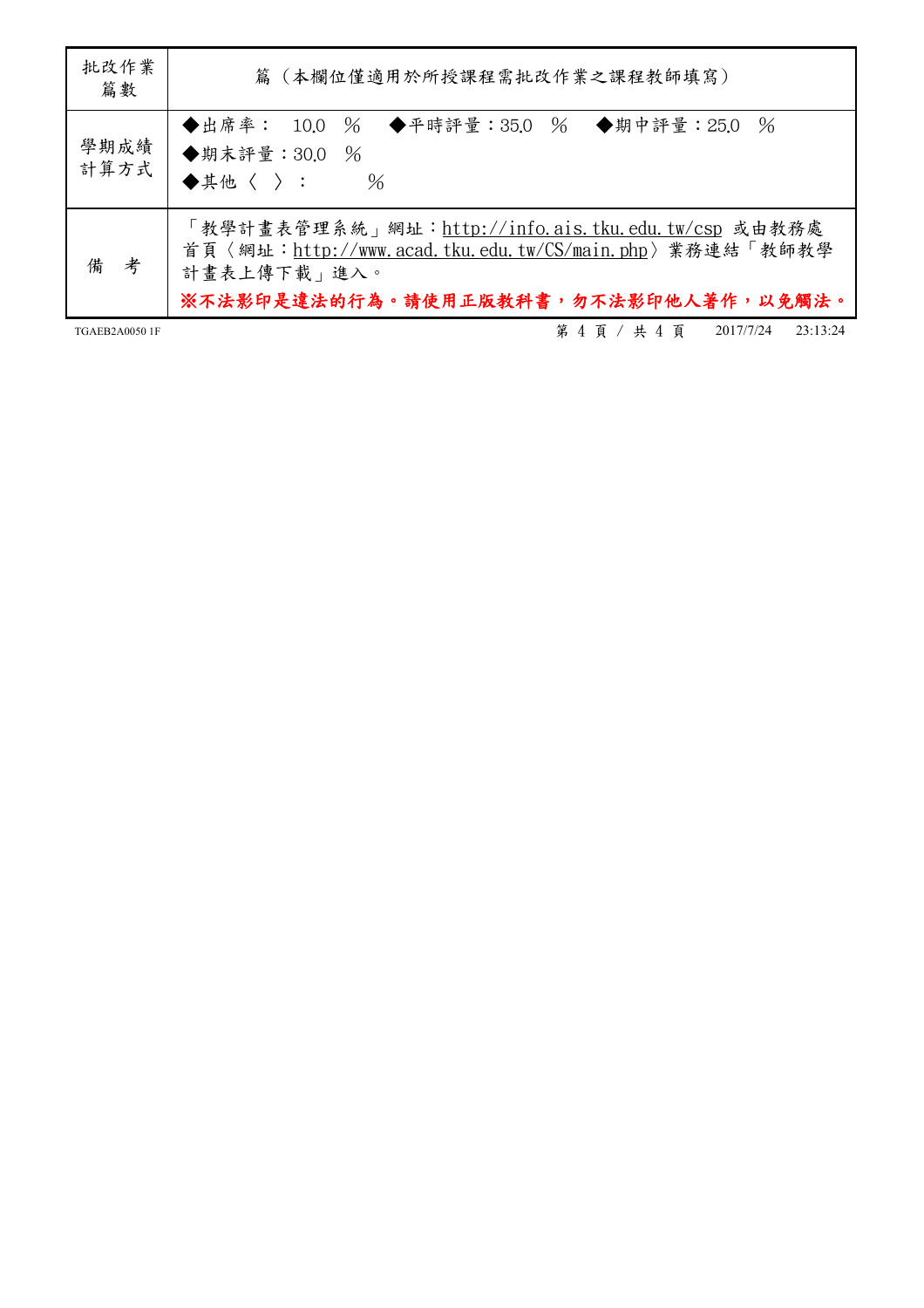| | |
|---|---|
| 批改作業篇數 | 篇（本欄位僅適用於所授課程需批改作業之課程教師填寫） |
| 學期成績計算方式 | ◆出席率：　10.0　%　◆平時評量：35.0　%　◆期中評量：25.0　%<br>◆期末評量：30.0　%<br>◆其他〈 〉：　　% |
| 備　考 | 「教學計畫表管理系統」網址：http://info.ais.tku.edu.tw/csp 或由教務處首頁〈網址：http://www.acad.tku.edu.tw/CS/main.php〉業務連結「教師教學計畫表上傳下載」進入。<br>**※不法影印是違法的行為。請使用正版教科書，勿不法影印他人著作，以免觸法。** |

TGAEB2A0050 1F　　2017/7/24　23:13:24